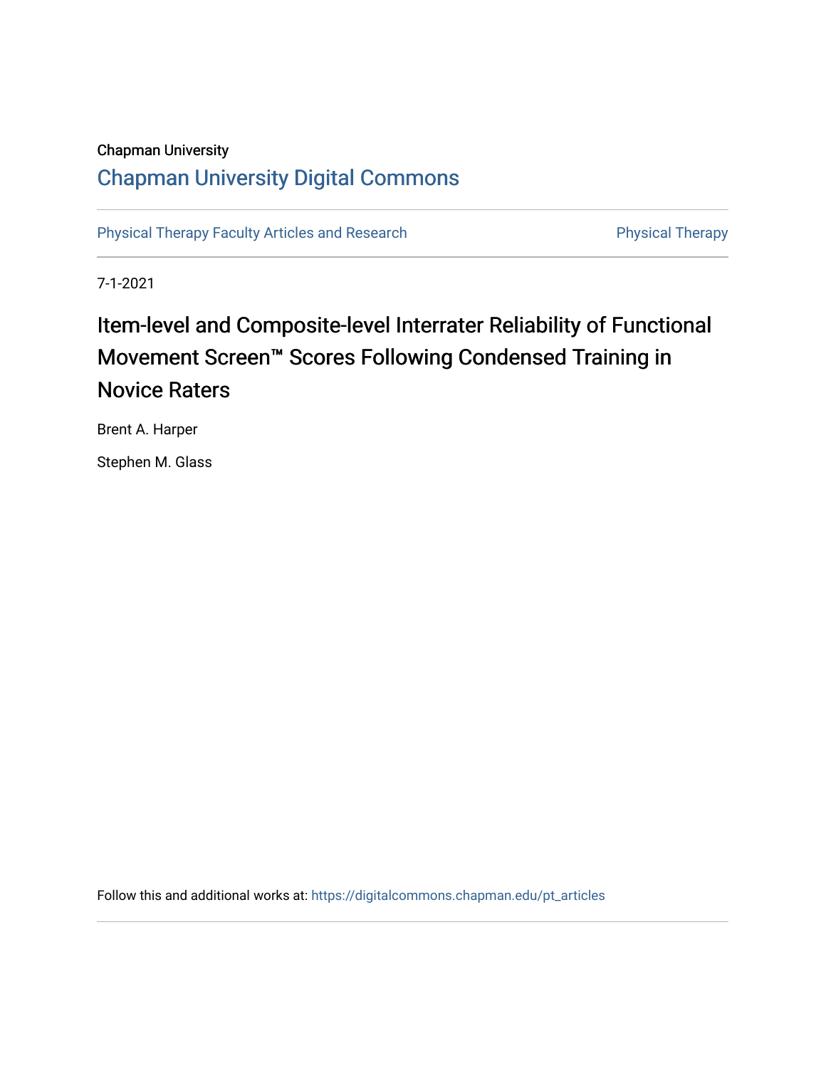Chapman University

# Chapman University Digital Commons

Physical Therapy Faculty Articles and Research | Physical Therapy

7-1-2021

# Item-level and Composite-level Interrater Reliability of Functional Movement Screen™ Scores Following Condensed Training in Novice Raters

Brent A. Harper

Stephen M. Glass

Follow this and additional works at: https://digitalcommons.chapman.edu/pt_articles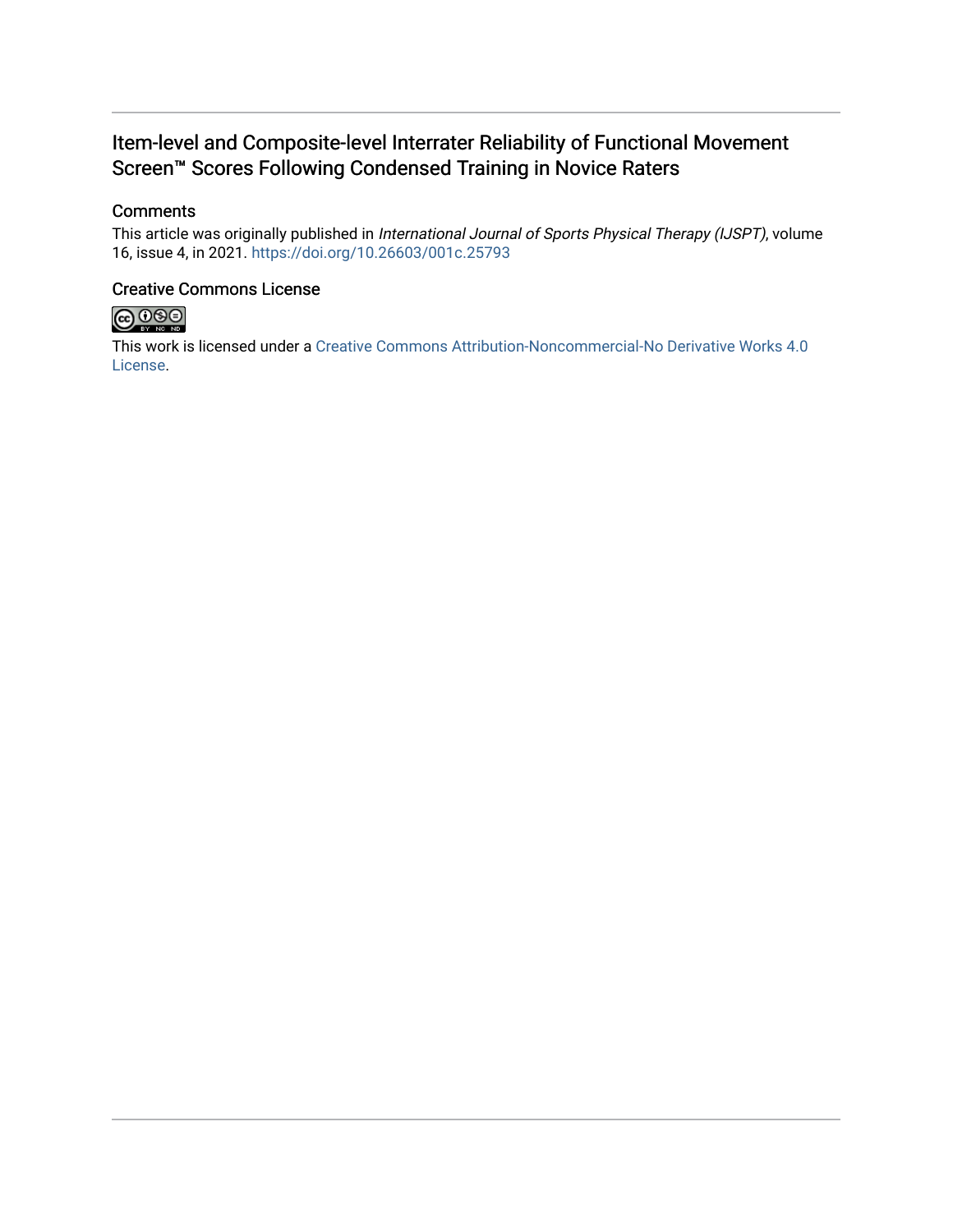## Item-level and Composite-level Interrater Reliability of Functional Movement Screen™ Scores Following Condensed Training in Novice Raters

### Comments

This article was originally published in *International Journal of Sports Physical Therapy (IJSPT)*, volume 16, issue 4, in 2021. https://doi.org/10.26603/001c.25793

### Creative Commons License

This work is licensed under a Creative Commons Attribution-Noncommercial-No Derivative Works 4.0 License.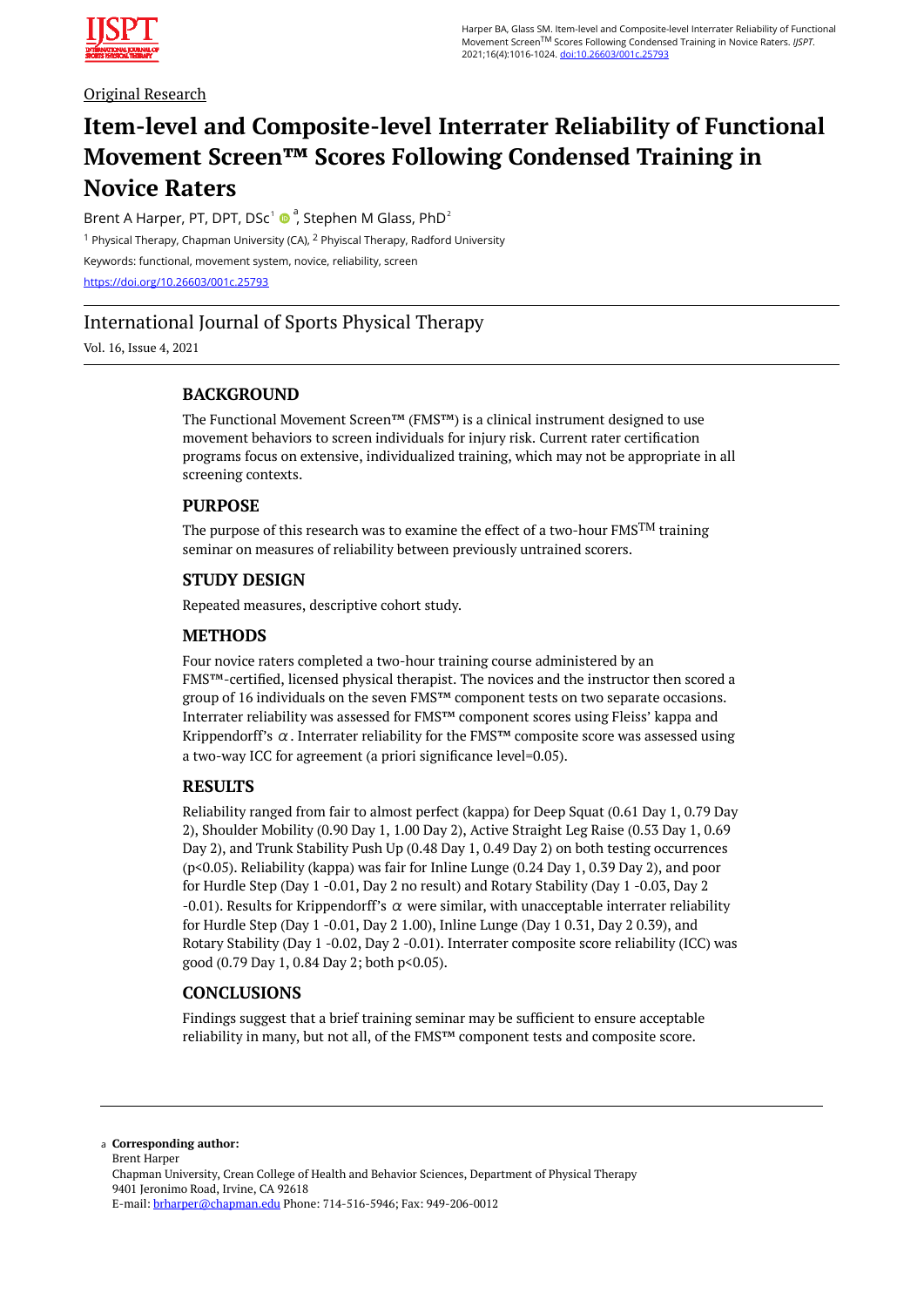Original Research

# Item-level and Composite-level Interrater Reliability of Functional Movement Screen™ Scores Following Condensed Training in Novice Raters

Brent A Harper, PT, DPT, DSc[1] [a], Stephen M Glass, PhD[2]

[1] Physical Therapy, Chapman University (CA), [2] Physical Therapy, Radford University

Keywords: functional, movement system, novice, reliability, screen

https://doi.org/10.26603/001c.25793

## International Journal of Sports Physical Therapy

Vol. 16, Issue 4, 2021

### BACKGROUND

The Functional Movement Screen™ (FMS™) is a clinical instrument designed to use movement behaviors to screen individuals for injury risk. Current rater certification programs focus on extensive, individualized training, which may not be appropriate in all screening contexts.

### PURPOSE

The purpose of this research was to examine the effect of a two-hour FMS™ training seminar on measures of reliability between previously untrained scorers.

### STUDY DESIGN

Repeated measures, descriptive cohort study.

### METHODS

Four novice raters completed a two-hour training course administered by an FMS™-certified, licensed physical therapist. The novices and the instructor then scored a group of 16 individuals on the seven FMS™ component tests on two separate occasions. Interrater reliability was assessed for FMS™ component scores using Fleiss' kappa and Krippendorff's $\alpha$. Interrater reliability for the FMS™ composite score was assessed using a two-way ICC for agreement (a priori significance level=0.05).

### RESULTS

Reliability ranged from fair to almost perfect (kappa) for Deep Squat (0.61 Day 1, 0.79 Day 2), Shoulder Mobility (0.90 Day 1, 1.00 Day 2), Active Straight Leg Raise (0.53 Day 1, 0.69 Day 2), and Trunk Stability Push Up (0.48 Day 1, 0.49 Day 2) on both testing occurrences ($p<0.05$). Reliability (kappa) was fair for Inline Lunge (0.24 Day 1, 0.39 Day 2), and poor for Hurdle Step (Day 1 -0.01, Day 2 no result) and Rotary Stability (Day 1 -0.03, Day 2 -0.01). Results for Krippendorff's $\alpha$ were similar, with unacceptable interrater reliability for Hurdle Step (Day 1 -0.01, Day 2 1.00), Inline Lunge (Day 1 0.31, Day 2 0.39), and Rotary Stability (Day 1 -0.02, Day 2 -0.01). Interrater composite score reliability (ICC) was good (0.79 Day 1, 0.84 Day 2; both $p<0.05$).

### CONCLUSIONS

Findings suggest that a brief training seminar may be sufficient to ensure acceptable reliability in many, but not all, of the FMS™ component tests and composite score.

---

a **Corresponding author:**
Brent Harper
Chapman University, Crean College of Health and Behavior Sciences, Department of Physical Therapy
9401 Jeronimo Road, Irvine, CA 92618
E-mail: brharper@chapman.edu Phone: 714-516-5946; Fax: 949-206-0012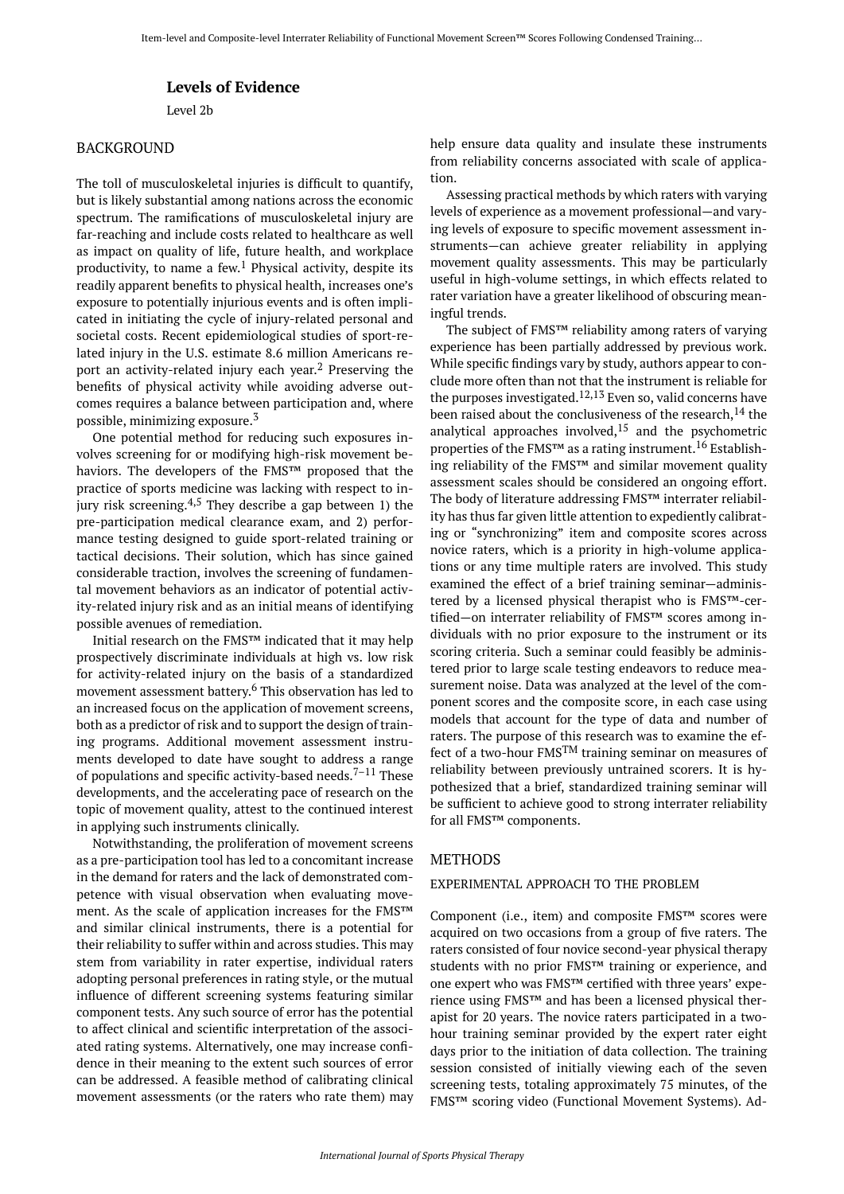### Levels of Evidence

Level 2b

## BACKGROUND

The toll of musculoskeletal injuries is difficult to quantify, but is likely substantial among nations across the economic spectrum. The ramifications of musculoskeletal injury are far-reaching and include costs related to healthcare as well as impact on quality of life, future health, and workplace productivity, to name a few.[1] Physical activity, despite its readily apparent benefits to physical health, increases one's exposure to potentially injurious events and is often implicated in initiating the cycle of injury-related personal and societal costs. Recent epidemiological studies of sport-related injury in the U.S. estimate 8.6 million Americans report an activity-related injury each year.[2] Preserving the benefits of physical activity while avoiding adverse outcomes requires a balance between participation and, where possible, minimizing exposure.[3]

One potential method for reducing such exposures involves screening for or modifying high-risk movement behaviors. The developers of the FMS™ proposed that the practice of sports medicine was lacking with respect to injury risk screening.[4,5] They describe a gap between 1) the pre-participation medical clearance exam, and 2) performance testing designed to guide sport-related training or tactical decisions. Their solution, which has since gained considerable traction, involves the screening of fundamental movement behaviors as an indicator of potential activity-related injury risk and as an initial means of identifying possible avenues of remediation.

Initial research on the FMS™ indicated that it may help prospectively discriminate individuals at high vs. low risk for activity-related injury on the basis of a standardized movement assessment battery.[6] This observation has led to an increased focus on the application of movement screens, both as a predictor of risk and to support the design of training programs. Additional movement assessment instruments developed to date have sought to address a range of populations and specific activity-based needs.[7–11] These developments, and the accelerating pace of research on the topic of movement quality, attest to the continued interest in applying such instruments clinically.

Notwithstanding, the proliferation of movement screens as a pre-participation tool has led to a concomitant increase in the demand for raters and the lack of demonstrated competence with visual observation when evaluating movement. As the scale of application increases for the FMS™ and similar clinical instruments, there is a potential for their reliability to suffer within and across studies. This may stem from variability in rater expertise, individual raters adopting personal preferences in rating style, or the mutual influence of different screening systems featuring similar component tests. Any such source of error has the potential to affect clinical and scientific interpretation of the associated rating systems. Alternatively, one may increase confidence in their meaning to the extent such sources of error can be addressed. A feasible method of calibrating clinical movement assessments (or the raters who rate them) may help ensure data quality and insulate these instruments from reliability concerns associated with scale of application.

Assessing practical methods by which raters with varying levels of experience as a movement professional—and varying levels of exposure to specific movement assessment instruments—can achieve greater reliability in applying movement quality assessments. This may be particularly useful in high-volume settings, in which effects related to rater variation have a greater likelihood of obscuring meaningful trends.

The subject of FMS™ reliability among raters of varying experience has been partially addressed by previous work. While specific findings vary by study, authors appear to conclude more often than not that the instrument is reliable for the purposes investigated.[12,13] Even so, valid concerns have been raised about the conclusiveness of the research,[14] the analytical approaches involved,[15] and the psychometric properties of the FMS™ as a rating instrument.[16] Establishing reliability of the FMS™ and similar movement quality assessment scales should be considered an ongoing effort. The body of literature addressing FMS™ interrater reliability has thus far given little attention to expediently calibrating or "synchronizing" item and composite scores across novice raters, which is a priority in high-volume applications or any time multiple raters are involved. This study examined the effect of a brief training seminar—administered by a licensed physical therapist who is FMS™-certified—on interrater reliability of FMS™ scores among individuals with no prior exposure to the instrument or its scoring criteria. Such a seminar could feasibly be administered prior to large scale testing endeavors to reduce measurement noise. Data was analyzed at the level of the component scores and the composite score, in each case using models that account for the type of data and number of raters. The purpose of this research was to examine the effect of a two-hour FMS™ training seminar on measures of reliability between previously untrained scorers. It is hypothesized that a brief, standardized training seminar will be sufficient to achieve good to strong interrater reliability for all FMS™ components.

## METHODS

### EXPERIMENTAL APPROACH TO THE PROBLEM

Component (i.e., item) and composite FMS™ scores were acquired on two occasions from a group of five raters. The raters consisted of four novice second-year physical therapy students with no prior FMS™ training or experience, and one expert who was FMS™ certified with three years' experience using FMS™ and has been a licensed physical therapist for 20 years. The novice raters participated in a two-hour training seminar provided by the expert rater eight days prior to the initiation of data collection. The training session consisted of initially viewing each of the seven screening tests, totaling approximately 75 minutes, of the FMS™ scoring video (Functional Movement Systems). Ad-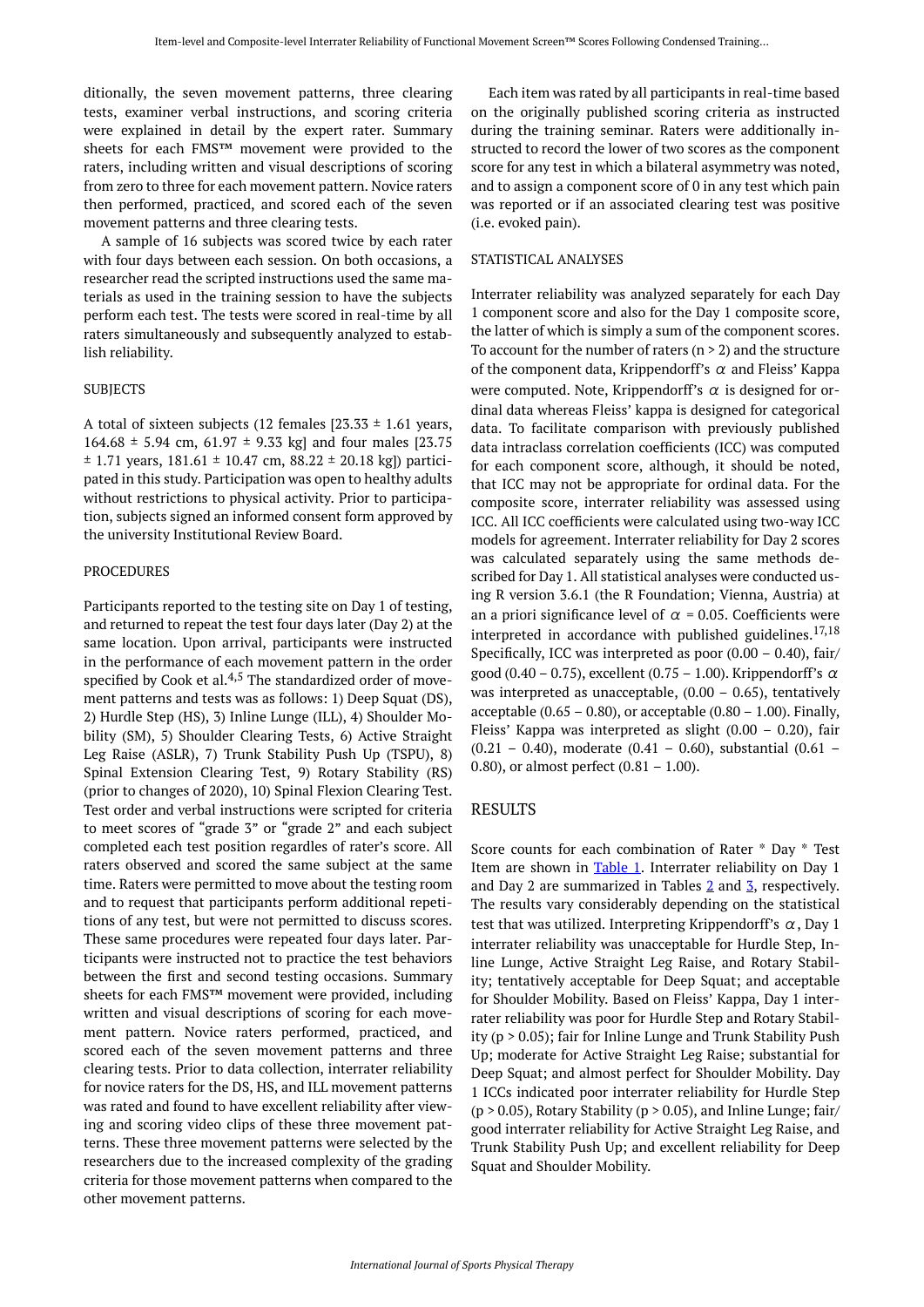ditionally, the seven movement patterns, three clearing tests, examiner verbal instructions, and scoring criteria were explained in detail by the expert rater. Summary sheets for each FMS™ movement were provided to the raters, including written and visual descriptions of scoring from zero to three for each movement pattern. Novice raters then performed, practiced, and scored each of the seven movement patterns and three clearing tests.

A sample of 16 subjects was scored twice by each rater with four days between each session. On both occasions, a researcher read the scripted instructions used the same materials as used in the training session to have the subjects perform each test. The tests were scored in real-time by all raters simultaneously and subsequently analyzed to establish reliability.

### SUBJECTS

A total of sixteen subjects (12 females [23.33 ± 1.61 years, 164.68 ± 5.94 cm, 61.97 ± 9.33 kg] and four males [23.75 ± 1.71 years, 181.61 ± 10.47 cm, 88.22 ± 20.18 kg]) participated in this study. Participation was open to healthy adults without restrictions to physical activity. Prior to participation, subjects signed an informed consent form approved by the university Institutional Review Board.

### PROCEDURES

Participants reported to the testing site on Day 1 of testing, and returned to repeat the test four days later (Day 2) at the same location. Upon arrival, participants were instructed in the performance of each movement pattern in the order specified by Cook et al.[4,5] The standardized order of movement patterns and tests was as follows: 1) Deep Squat (DS), 2) Hurdle Step (HS), 3) Inline Lunge (ILL), 4) Shoulder Mobility (SM), 5) Shoulder Clearing Tests, 6) Active Straight Leg Raise (ASLR), 7) Trunk Stability Push Up (TSPU), 8) Spinal Extension Clearing Test, 9) Rotary Stability (RS) (prior to changes of 2020), 10) Spinal Flexion Clearing Test. Test order and verbal instructions were scripted for criteria to meet scores of "grade 3" or "grade 2" and each subject completed each test position regardles of rater's score. All raters observed and scored the same subject at the same time. Raters were permitted to move about the testing room and to request that participants perform additional repetitions of any test, but were not permitted to discuss scores. These same procedures were repeated four days later. Participants were instructed not to practice the test behaviors between the first and second testing occasions. Summary sheets for each FMS™ movement were provided, including written and visual descriptions of scoring for each movement pattern. Novice raters performed, practiced, and scored each of the seven movement patterns and three clearing tests. Prior to data collection, interrater reliability for novice raters for the DS, HS, and ILL movement patterns was rated and found to have excellent reliability after viewing and scoring video clips of these three movement patterns. These three movement patterns were selected by the researchers due to the increased complexity of the grading criteria for those movement patterns when compared to the other movement patterns.

Each item was rated by all participants in real-time based on the originally published scoring criteria as instructed during the training seminar. Raters were additionally instructed to record the lower of two scores as the component score for any test in which a bilateral asymmetry was noted, and to assign a component score of 0 in any test which pain was reported or if an associated clearing test was positive (i.e. evoked pain).

### STATISTICAL ANALYSES

Interrater reliability was analyzed separately for each Day 1 component score and also for the Day 1 composite score, the latter of which is simply a sum of the component scores. To account for the number of raters ($n > 2$) and the structure of the component data, Krippendorff's $\alpha$ and Fleiss' Kappa were computed. Note, Krippendorff's $\alpha$ is designed for ordinal data whereas Fleiss' kappa is designed for categorical data. To facilitate comparison with previously published data intraclass correlation coefficients (ICC) was computed for each component score, although, it should be noted, that ICC may not be appropriate for ordinal data. For the composite score, interrater reliability was assessed using ICC. All ICC coefficients were calculated using two-way ICC models for agreement. Interrater reliability for Day 2 scores was calculated separately using the same methods described for Day 1. All statistical analyses were conducted using R version 3.6.1 (the R Foundation; Vienna, Austria) at an a priori significance level of $\alpha = 0.05$. Coefficients were interpreted in accordance with published guidelines.[17,18] Specifically, ICC was interpreted as poor (0.00 – 0.40), fair/good (0.40 – 0.75), excellent (0.75 – 1.00). Krippendorff's $\alpha$ was interpreted as unacceptable, (0.00 – 0.65), tentatively acceptable (0.65 – 0.80), or acceptable (0.80 – 1.00). Finally, Fleiss' Kappa was interpreted as slight (0.00 – 0.20), fair (0.21 – 0.40), moderate (0.41 – 0.60), substantial (0.61 – 0.80), or almost perfect (0.81 – 1.00).

## RESULTS

Score counts for each combination of Rater * Day * Test Item are shown in Table 1. Interrater reliability on Day 1 and Day 2 are summarized in Tables 2 and 3, respectively. The results vary considerably depending on the statistical test that was utilized. Interpreting Krippendorff's $\alpha$, Day 1 interrater reliability was unacceptable for Hurdle Step, Inline Lunge, Active Straight Leg Raise, and Rotary Stability; tentatively acceptable for Deep Squat; and acceptable for Shoulder Mobility. Based on Fleiss' Kappa, Day 1 interrater reliability was poor for Hurdle Step and Rotary Stability ($p > 0.05$); fair for Inline Lunge and Trunk Stability Push Up; moderate for Active Straight Leg Raise; substantial for Deep Squat; and almost perfect for Shoulder Mobility. Day 1 ICCs indicated poor interrater reliability for Hurdle Step ($p > 0.05$), Rotary Stability ($p > 0.05$), and Inline Lunge; fair/good interrater reliability for Active Straight Leg Raise, and Trunk Stability Push Up; and excellent reliability for Deep Squat and Shoulder Mobility.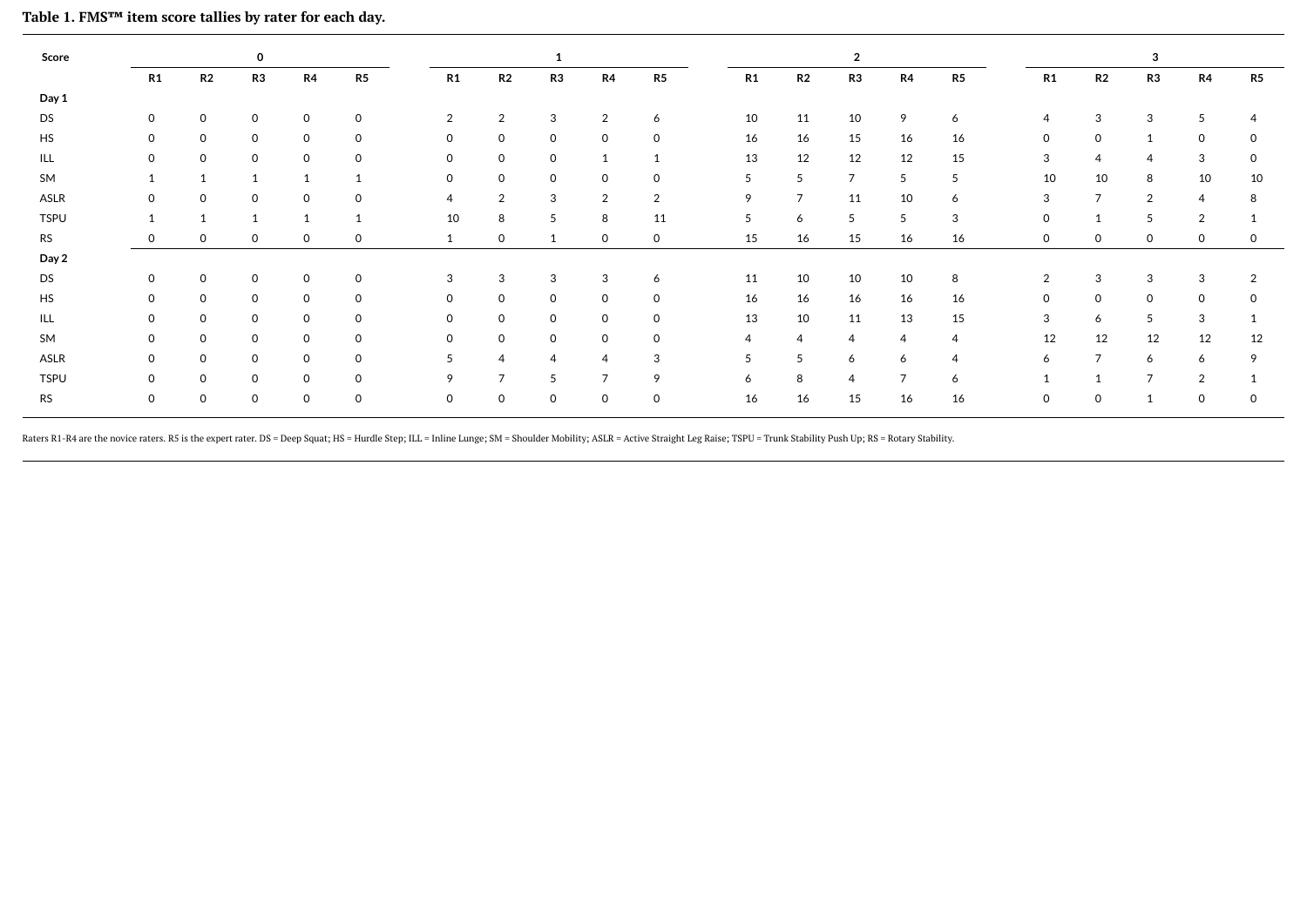**Table 1. FMS™ item score tallies by rater for each day.**

| Score | 0 | | | | | 1 | | | | | 2 | | | | | 3 | | | | |
|---|---|---|---|---|---|---|---|---|---|---|---|---|---|---|---|---|---|---|---|---|
| | R1 | R2 | R3 | R4 | R5 | R1 | R2 | R3 | R4 | R5 | R1 | R2 | R3 | R4 | R5 | R1 | R2 | R3 | R4 | R5 |
| **Day 1** | | | | | | | | | | | | | | | | | | | | |
| DS | 0 | 0 | 0 | 0 | 0 | 2 | 2 | 3 | 2 | 6 | 10 | 11 | 10 | 9 | 6 | 4 | 3 | 3 | 5 | 4 |
| HS | 0 | 0 | 0 | 0 | 0 | 0 | 0 | 0 | 0 | 0 | 16 | 16 | 15 | 16 | 16 | 0 | 0 | 1 | 0 | 0 |
| ILL | 0 | 0 | 0 | 0 | 0 | 0 | 0 | 0 | 1 | 1 | 13 | 12 | 12 | 12 | 15 | 3 | 4 | 4 | 3 | 0 |
| SM | 1 | 1 | 1 | 1 | 1 | 0 | 0 | 0 | 0 | 0 | 5 | 5 | 7 | 5 | 5 | 10 | 10 | 8 | 10 | 10 |
| ASLR | 0 | 0 | 0 | 0 | 0 | 4 | 2 | 3 | 2 | 2 | 9 | 7 | 11 | 10 | 6 | 3 | 7 | 2 | 4 | 8 |
| TSPU | 1 | 1 | 1 | 1 | 1 | 10 | 8 | 5 | 8 | 11 | 5 | 6 | 5 | 5 | 3 | 0 | 1 | 5 | 2 | 1 |
| RS | 0 | 0 | 0 | 0 | 0 | 1 | 0 | 1 | 0 | 0 | 15 | 16 | 15 | 16 | 16 | 0 | 0 | 0 | 0 | 0 |
| **Day 2** | | | | | | | | | | | | | | | | | | | | |
| DS | 0 | 0 | 0 | 0 | 0 | 3 | 3 | 3 | 3 | 6 | 11 | 10 | 10 | 10 | 8 | 2 | 3 | 3 | 3 | 2 |
| HS | 0 | 0 | 0 | 0 | 0 | 0 | 0 | 0 | 0 | 0 | 16 | 16 | 16 | 16 | 16 | 0 | 0 | 0 | 0 | 0 |
| ILL | 0 | 0 | 0 | 0 | 0 | 0 | 0 | 0 | 0 | 0 | 13 | 10 | 11 | 13 | 15 | 3 | 6 | 5 | 3 | 1 |
| SM | 0 | 0 | 0 | 0 | 0 | 0 | 0 | 0 | 0 | 0 | 4 | 4 | 4 | 4 | 4 | 12 | 12 | 12 | 12 | 12 |
| ASLR | 0 | 0 | 0 | 0 | 0 | 5 | 4 | 4 | 4 | 3 | 5 | 5 | 6 | 6 | 4 | 6 | 7 | 6 | 6 | 9 |
| TSPU | 0 | 0 | 0 | 0 | 0 | 9 | 7 | 5 | 7 | 9 | 6 | 8 | 4 | 7 | 6 | 1 | 1 | 7 | 2 | 1 |
| RS | 0 | 0 | 0 | 0 | 0 | 0 | 0 | 0 | 0 | 0 | 16 | 16 | 15 | 16 | 16 | 0 | 0 | 1 | 0 | 0 |

Raters R1-R4 are the novice raters. R5 is the expert rater. DS = Deep Squat; HS = Hurdle Step; ILL = Inline Lunge; SM = Shoulder Mobility; ASLR = Active Straight Leg Raise; TSPU = Trunk Stability Push Up; RS = Rotary Stability.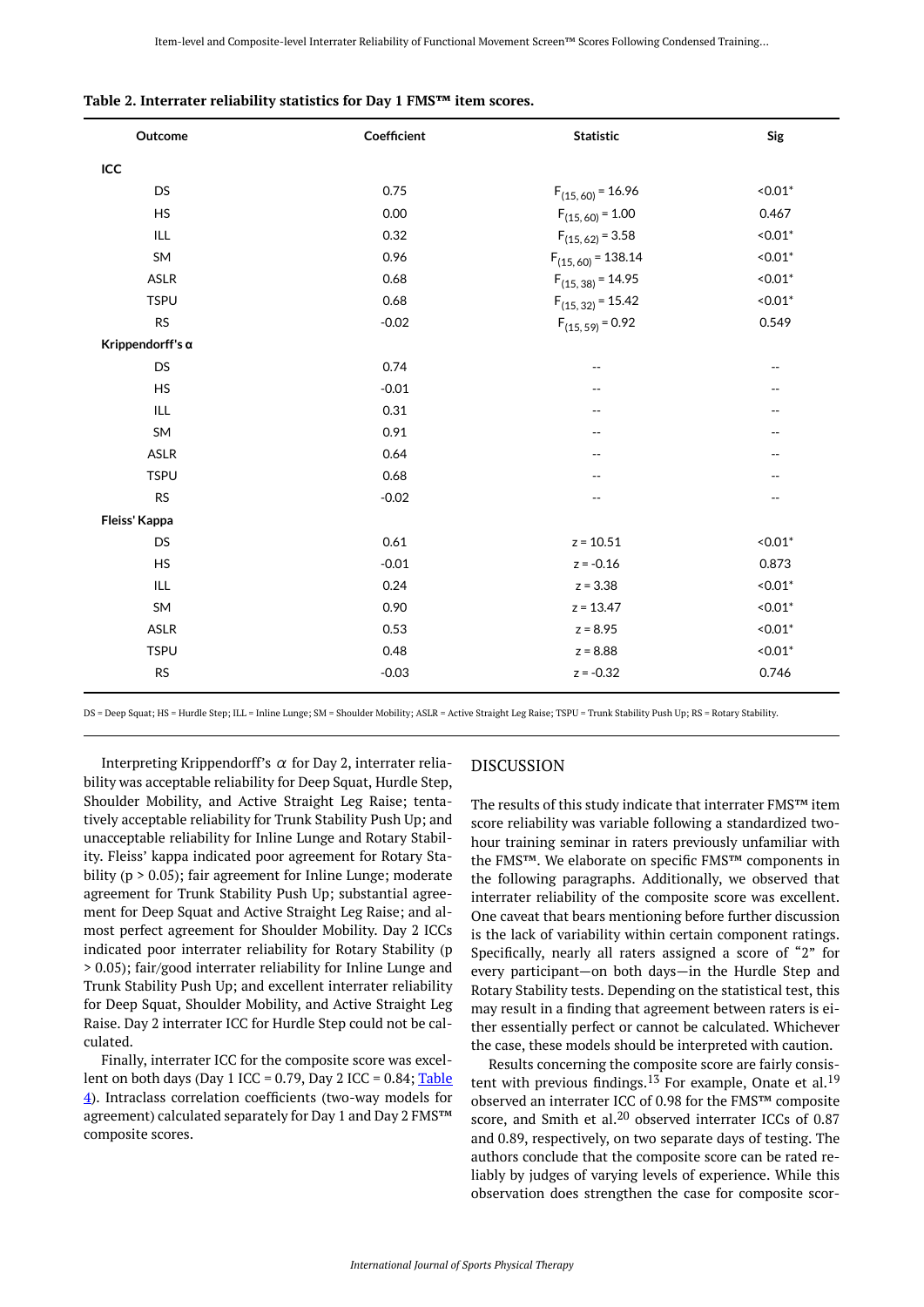**Table 2. Interrater reliability statistics for Day 1 FMS™ item scores.**

| Outcome | Coefficient | Statistic | Sig |
|---|---|---|---|
| **ICC** | | | |
| DS | 0.75 | $F_{(15, 60)} = 16.96$ | <0.01* |
| HS | 0.00 | $F_{(15, 60)} = 1.00$ | 0.467 |
| ILL | 0.32 | $F_{(15, 62)} = 3.58$ | <0.01* |
| SM | 0.96 | $F_{(15, 60)} = 138.14$ | <0.01* |
| ASLR | 0.68 | $F_{(15, 38)} = 14.95$ | <0.01* |
| TSPU | 0.68 | $F_{(15, 32)} = 15.42$ | <0.01* |
| RS | -0.02 | $F_{(15, 59)} = 0.92$ | 0.549 |
| **Krippendorff's α** | | | |
| DS | 0.74 | -- | -- |
| HS | -0.01 | -- | -- |
| ILL | 0.31 | -- | -- |
| SM | 0.91 | -- | -- |
| ASLR | 0.64 | -- | -- |
| TSPU | 0.68 | -- | -- |
| RS | -0.02 | -- | -- |
| **Fleiss' Kappa** | | | |
| DS | 0.61 | z = 10.51 | <0.01* |
| HS | -0.01 | z = -0.16 | 0.873 |
| ILL | 0.24 | z = 3.38 | <0.01* |
| SM | 0.90 | z = 13.47 | <0.01* |
| ASLR | 0.53 | z = 8.95 | <0.01* |
| TSPU | 0.48 | z = 8.88 | <0.01* |
| RS | -0.03 | z = -0.32 | 0.746 |

DS = Deep Squat; HS = Hurdle Step; ILL = Inline Lunge; SM = Shoulder Mobility; ASLR = Active Straight Leg Raise; TSPU = Trunk Stability Push Up; RS = Rotary Stability.

Interpreting Krippendorff's $\alpha$ for Day 2, interrater reliability was acceptable reliability for Deep Squat, Hurdle Step, Shoulder Mobility, and Active Straight Leg Raise; tentatively acceptable reliability for Trunk Stability Push Up; and unacceptable reliability for Inline Lunge and Rotary Stability. Fleiss' kappa indicated poor agreement for Rotary Stability ($p > 0.05$); fair agreement for Inline Lunge; moderate agreement for Trunk Stability Push Up; substantial agreement for Deep Squat and Active Straight Leg Raise; and almost perfect agreement for Shoulder Mobility. Day 2 ICCs indicated poor interrater reliability for Rotary Stability ($p > 0.05$); fair/good interrater reliability for Inline Lunge and Trunk Stability Push Up; and excellent interrater reliability for Deep Squat, Shoulder Mobility, and Active Straight Leg Raise. Day 2 interrater ICC for Hurdle Step could not be calculated.

Finally, interrater ICC for the composite score was excellent on both days (Day 1 ICC = 0.79, Day 2 ICC = 0.84; Table 4). Intraclass correlation coefficients (two-way models for agreement) calculated separately for Day 1 and Day 2 FMS™ composite scores.

## DISCUSSION

The results of this study indicate that interrater FMS™ item score reliability was variable following a standardized two-hour training seminar in raters previously unfamiliar with the FMS™. We elaborate on specific FMS™ components in the following paragraphs. Additionally, we observed that interrater reliability of the composite score was excellent. One caveat that bears mentioning before further discussion is the lack of variability within certain component ratings. Specifically, nearly all raters assigned a score of "2" for every participant—on both days—in the Hurdle Step and Rotary Stability tests. Depending on the statistical test, this may result in a finding that agreement between raters is either essentially perfect or cannot be calculated. Whichever the case, these models should be interpreted with caution.

Results concerning the composite score are fairly consistent with previous findings.[13] For example, Onate et al.[19] observed an interrater ICC of 0.98 for the FMS™ composite score, and Smith et al.[20] observed interrater ICCs of 0.87 and 0.89, respectively, on two separate days of testing. The authors conclude that the composite score can be rated reliably by judges of varying levels of experience. While this observation does strengthen the case for composite scor-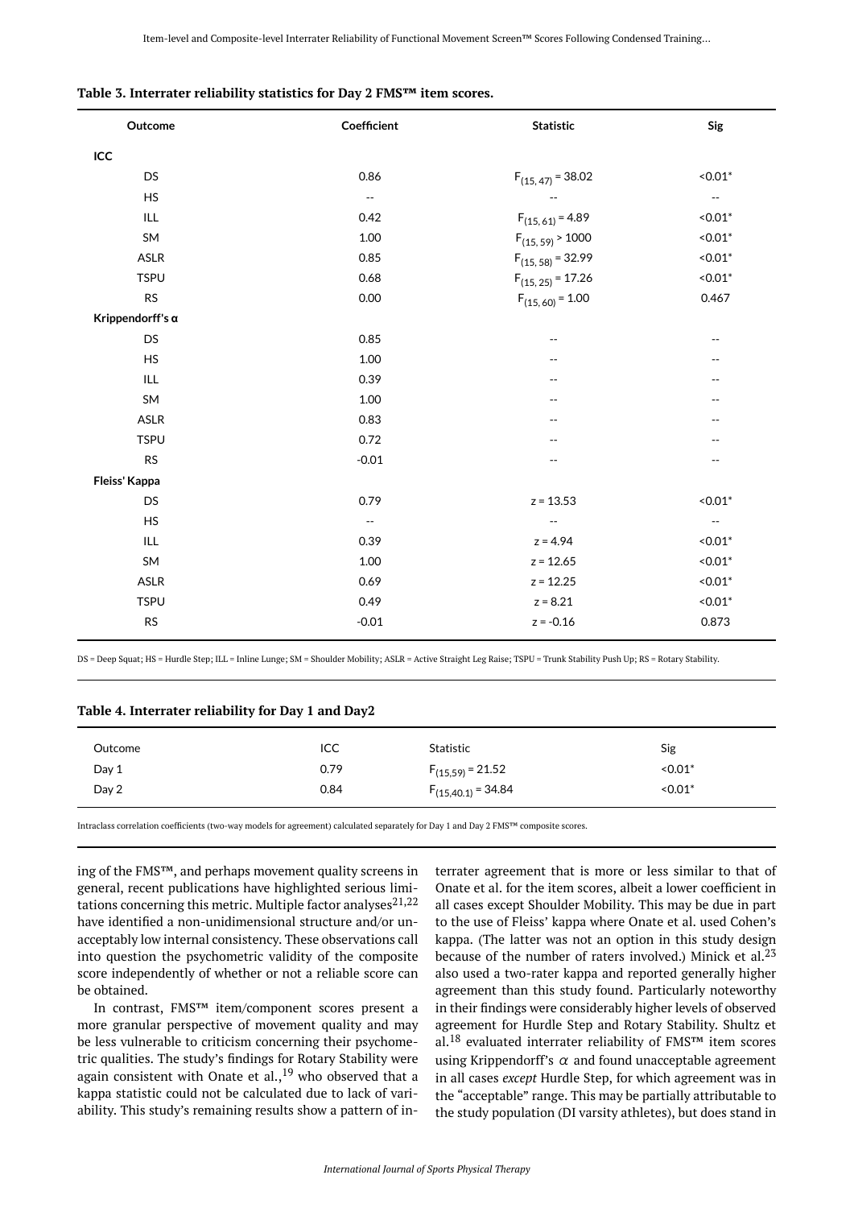**Table 3. Interrater reliability statistics for Day 2 FMS™ item scores.**

| Outcome | Coefficient | Statistic | Sig |
|---|---|---|---|
| **ICC** | | | |
| DS | 0.86 | $F_{(15, 47)} = 38.02$ | <0.01* |
| HS | -- | -- | -- |
| ILL | 0.42 | $F_{(15, 61)} = 4.89$ | <0.01* |
| SM | 1.00 | $F_{(15, 59)} > 1000$ | <0.01* |
| ASLR | 0.85 | $F_{(15, 58)} = 32.99$ | <0.01* |
| TSPU | 0.68 | $F_{(15, 25)} = 17.26$ | <0.01* |
| RS | 0.00 | $F_{(15, 60)} = 1.00$ | 0.467 |
| **Krippendorff's α** | | | |
| DS | 0.85 | -- | -- |
| HS | 1.00 | -- | -- |
| ILL | 0.39 | -- | -- |
| SM | 1.00 | -- | -- |
| ASLR | 0.83 | -- | -- |
| TSPU | 0.72 | -- | -- |
| RS | -0.01 | -- | -- |
| **Fleiss' Kappa** | | | |
| DS | 0.79 | z = 13.53 | <0.01* |
| HS | -- | -- | -- |
| ILL | 0.39 | z = 4.94 | <0.01* |
| SM | 1.00 | z = 12.65 | <0.01* |
| ASLR | 0.69 | z = 12.25 | <0.01* |
| TSPU | 0.49 | z = 8.21 | <0.01* |
| RS | -0.01 | z = -0.16 | 0.873 |

DS = Deep Squat; HS = Hurdle Step; ILL = Inline Lunge; SM = Shoulder Mobility; ASLR = Active Straight Leg Raise; TSPU = Trunk Stability Push Up; RS = Rotary Stability.

**Table 4. Interrater reliability for Day 1 and Day2**

| Outcome | ICC | Statistic | Sig |
|---|---|---|---|
| Day 1 | 0.79 | $F_{(15,59)} = 21.52$ | <0.01* |
| Day 2 | 0.84 | $F_{(15,40.1)} = 34.84$ | <0.01* |

Intraclass correlation coefficients (two-way models for agreement) calculated separately for Day 1 and Day 2 FMS™ composite scores.

ing of the FMS™, and perhaps movement quality screens in general, recent publications have highlighted serious limitations concerning this metric. Multiple factor analyses[21,22] have identified a non-unidimensional structure and/or unacceptably low internal consistency. These observations call into question the psychometric validity of the composite score independently of whether or not a reliable score can be obtained.

In contrast, FMS™ item/component scores present a more granular perspective of movement quality and may be less vulnerable to criticism concerning their psychometric qualities. The study's findings for Rotary Stability were again consistent with Onate et al.,[19] who observed that a kappa statistic could not be calculated due to lack of variability. This study's remaining results show a pattern of interrater agreement that is more or less similar to that of Onate et al. for the item scores, albeit a lower coefficient in all cases except Shoulder Mobility. This may be due in part to the use of Fleiss' kappa where Onate et al. used Cohen's kappa. (The latter was not an option in this study design because of the number of raters involved.) Minick et al.[23] also used a two-rater kappa and reported generally higher agreement than this study found. Particularly noteworthy in their findings were considerably higher levels of observed agreement for Hurdle Step and Rotary Stability. Shultz et al.[18] evaluated interrater reliability of FMS™ item scores using Krippendorff's $\alpha$ and found unacceptable agreement in all cases *except* Hurdle Step, for which agreement was in the "acceptable" range. This may be partially attributable to the study population (DI varsity athletes), but does stand in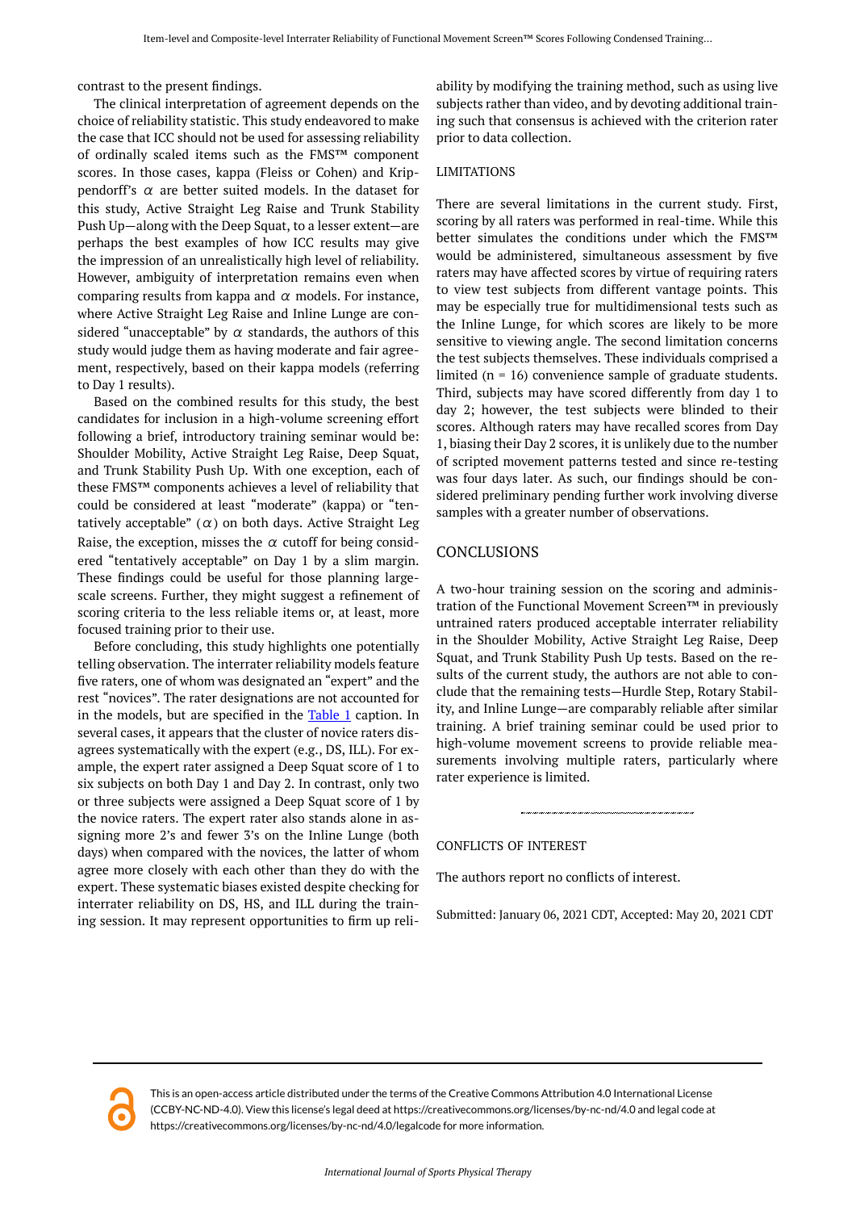contrast to the present findings.

The clinical interpretation of agreement depends on the choice of reliability statistic. This study endeavored to make the case that ICC should not be used for assessing reliability of ordinally scaled items such as the FMS™ component scores. In those cases, kappa (Fleiss or Cohen) and Krippendorff's $\alpha$ are better suited models. In the dataset for this study, Active Straight Leg Raise and Trunk Stability Push Up—along with the Deep Squat, to a lesser extent—are perhaps the best examples of how ICC results may give the impression of an unrealistically high level of reliability. However, ambiguity of interpretation remains even when comparing results from kappa and $\alpha$ models. For instance, where Active Straight Leg Raise and Inline Lunge are considered "unacceptable" by $\alpha$ standards, the authors of this study would judge them as having moderate and fair agreement, respectively, based on their kappa models (referring to Day 1 results).

Based on the combined results for this study, the best candidates for inclusion in a high-volume screening effort following a brief, introductory training seminar would be: Shoulder Mobility, Active Straight Leg Raise, Deep Squat, and Trunk Stability Push Up. With one exception, each of these FMS™ components achieves a level of reliability that could be considered at least "moderate" (kappa) or "tentatively acceptable" ($\alpha$) on both days. Active Straight Leg Raise, the exception, misses the $\alpha$ cutoff for being considered "tentatively acceptable" on Day 1 by a slim margin. These findings could be useful for those planning large-scale screens. Further, they might suggest a refinement of scoring criteria to the less reliable items or, at least, more focused training prior to their use.

Before concluding, this study highlights one potentially telling observation. The interrater reliability models feature five raters, one of whom was designated an "expert" and the rest "novices". The rater designations are not accounted for in the models, but are specified in the Table 1 caption. In several cases, it appears that the cluster of novice raters disagrees systematically with the expert (e.g., DS, ILL). For example, the expert rater assigned a Deep Squat score of 1 to six subjects on both Day 1 and Day 2. In contrast, only two or three subjects were assigned a Deep Squat score of 1 by the novice raters. The expert rater also stands alone in assigning more 2's and fewer 3's on the Inline Lunge (both days) when compared with the novices, the latter of whom agree more closely with each other than they do with the expert. These systematic biases existed despite checking for interrater reliability on DS, HS, and ILL during the training session. It may represent opportunities to firm up reliability by modifying the training method, such as using live subjects rather than video, and by devoting additional training such that consensus is achieved with the criterion rater prior to data collection.

## LIMITATIONS

There are several limitations in the current study. First, scoring by all raters was performed in real-time. While this better simulates the conditions under which the FMS™ would be administered, simultaneous assessment by five raters may have affected scores by virtue of requiring raters to view test subjects from different vantage points. This may be especially true for multidimensional tests such as the Inline Lunge, for which scores are likely to be more sensitive to viewing angle. The second limitation concerns the test subjects themselves. These individuals comprised a limited (n = 16) convenience sample of graduate students. Third, subjects may have scored differently from day 1 to day 2; however, the test subjects were blinded to their scores. Although raters may have recalled scores from Day 1, biasing their Day 2 scores, it is unlikely due to the number of scripted movement patterns tested and since re-testing was four days later. As such, our findings should be considered preliminary pending further work involving diverse samples with a greater number of observations.

## CONCLUSIONS

A two-hour training session on the scoring and administration of the Functional Movement Screen™ in previously untrained raters produced acceptable interrater reliability in the Shoulder Mobility, Active Straight Leg Raise, Deep Squat, and Trunk Stability Push Up tests. Based on the results of the current study, the authors are not able to conclude that the remaining tests—Hurdle Step, Rotary Stability, and Inline Lunge—are comparably reliable after similar training. A brief training seminar could be used prior to high-volume movement screens to provide reliable measurements involving multiple raters, particularly where rater experience is limited.

---

CONFLICTS OF INTEREST

The authors report no conflicts of interest.

Submitted: January 06, 2021 CDT, Accepted: May 20, 2021 CDT

---

This is an open-access article distributed under the terms of the Creative Commons Attribution 4.0 International License (CCBY-NC-ND-4.0). View this license's legal deed at https://creativecommons.org/licenses/by-nc-nd/4.0 and legal code at https://creativecommons.org/licenses/by-nc-nd/4.0/legalcode for more information.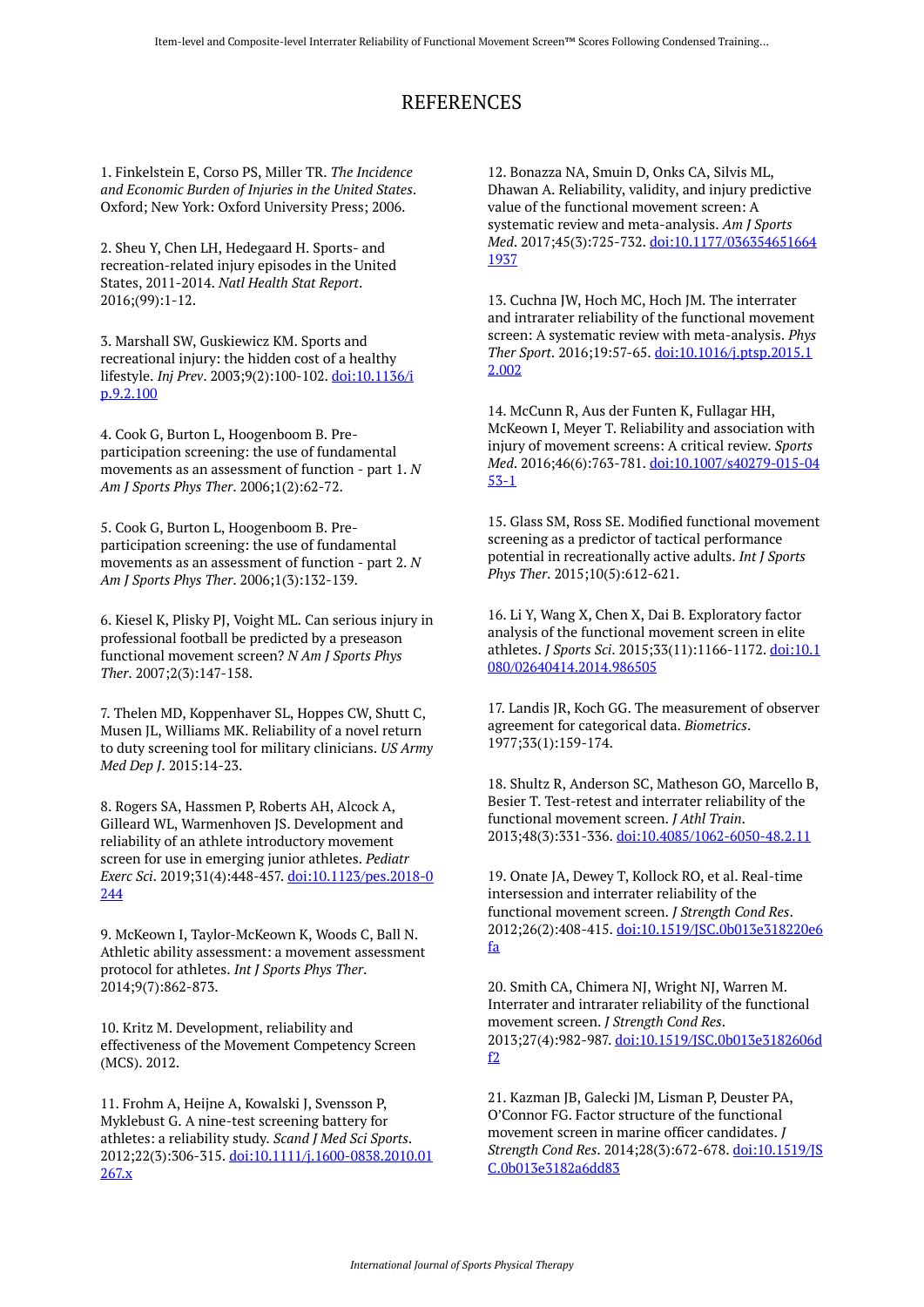# REFERENCES

1. Finkelstein E, Corso PS, Miller TR. *The Incidence and Economic Burden of Injuries in the United States*. Oxford; New York: Oxford University Press; 2006.

2. Sheu Y, Chen LH, Hedegaard H. Sports- and recreation-related injury episodes in the United States, 2011-2014. *Natl Health Stat Report*. 2016;(99):1-12.

3. Marshall SW, Guskiewicz KM. Sports and recreational injury: the hidden cost of a healthy lifestyle. *Inj Prev*. 2003;9(2):100-102. doi:10.1136/ip.9.2.100

4. Cook G, Burton L, Hoogenboom B. Pre-participation screening: the use of fundamental movements as an assessment of function - part 1. *N Am J Sports Phys Ther*. 2006;1(2):62-72.

5. Cook G, Burton L, Hoogenboom B. Pre-participation screening: the use of fundamental movements as an assessment of function - part 2. *N Am J Sports Phys Ther*. 2006;1(3):132-139.

6. Kiesel K, Plisky PJ, Voight ML. Can serious injury in professional football be predicted by a preseason functional movement screen? *N Am J Sports Phys Ther*. 2007;2(3):147-158.

7. Thelen MD, Koppenhaver SL, Hoppes CW, Shutt C, Musen JL, Williams MK. Reliability of a novel return to duty screening tool for military clinicians. *US Army Med Dep J*. 2015:14-23.

8. Rogers SA, Hassmen P, Roberts AH, Alcock A, Gilleard WL, Warmenhoven JS. Development and reliability of an athlete introductory movement screen for use in emerging junior athletes. *Pediatr Exerc Sci*. 2019;31(4):448-457. doi:10.1123/pes.2018-0244

9. McKeown I, Taylor-McKeown K, Woods C, Ball N. Athletic ability assessment: a movement assessment protocol for athletes. *Int J Sports Phys Ther*. 2014;9(7):862-873.

10. Kritz M. Development, reliability and effectiveness of the Movement Competency Screen (MCS). 2012.

11. Frohm A, Heijne A, Kowalski J, Svensson P, Myklebust G. A nine-test screening battery for athletes: a reliability study. *Scand J Med Sci Sports*. 2012;22(3):306-315. doi:10.1111/j.1600-0838.2010.01267.x

12. Bonazza NA, Smuin D, Onks CA, Silvis ML, Dhawan A. Reliability, validity, and injury predictive value of the functional movement screen: A systematic review and meta-analysis. *Am J Sports Med*. 2017;45(3):725-732. doi:10.1177/0363546516641937

13. Cuchna JW, Hoch MC, Hoch JM. The interrater and intrarater reliability of the functional movement screen: A systematic review with meta-analysis. *Phys Ther Sport*. 2016;19:57-65. doi:10.1016/j.ptsp.2015.12.002

14. McCunn R, Aus der Funten K, Fullagar HH, McKeown I, Meyer T. Reliability and association with injury of movement screens: A critical review. *Sports Med*. 2016;46(6):763-781. doi:10.1007/s40279-015-0453-1

15. Glass SM, Ross SE. Modified functional movement screening as a predictor of tactical performance potential in recreationally active adults. *Int J Sports Phys Ther*. 2015;10(5):612-621.

16. Li Y, Wang X, Chen X, Dai B. Exploratory factor analysis of the functional movement screen in elite athletes. *J Sports Sci*. 2015;33(11):1166-1172. doi:10.1080/02640414.2014.986505

17. Landis JR, Koch GG. The measurement of observer agreement for categorical data. *Biometrics*. 1977;33(1):159-174.

18. Shultz R, Anderson SC, Matheson GO, Marcello B, Besier T. Test-retest and interrater reliability of the functional movement screen. *J Athl Train*. 2013;48(3):331-336. doi:10.4085/1062-6050-48.2.11

19. Onate JA, Dewey T, Kollock RO, et al. Real-time intersession and interrater reliability of the functional movement screen. *J Strength Cond Res*. 2012;26(2):408-415. doi:10.1519/JSC.0b013e318220e6fa

20. Smith CA, Chimera NJ, Wright NJ, Warren M. Interrater and intrarater reliability of the functional movement screen. *J Strength Cond Res*. 2013;27(4):982-987. doi:10.1519/JSC.0b013e3182606df2

21. Kazman JB, Galecki JM, Lisman P, Deuster PA, O'Connor FG. Factor structure of the functional movement screen in marine officer candidates. *J Strength Cond Res*. 2014;28(3):672-678. doi:10.1519/JSC.0b013e3182a6dd83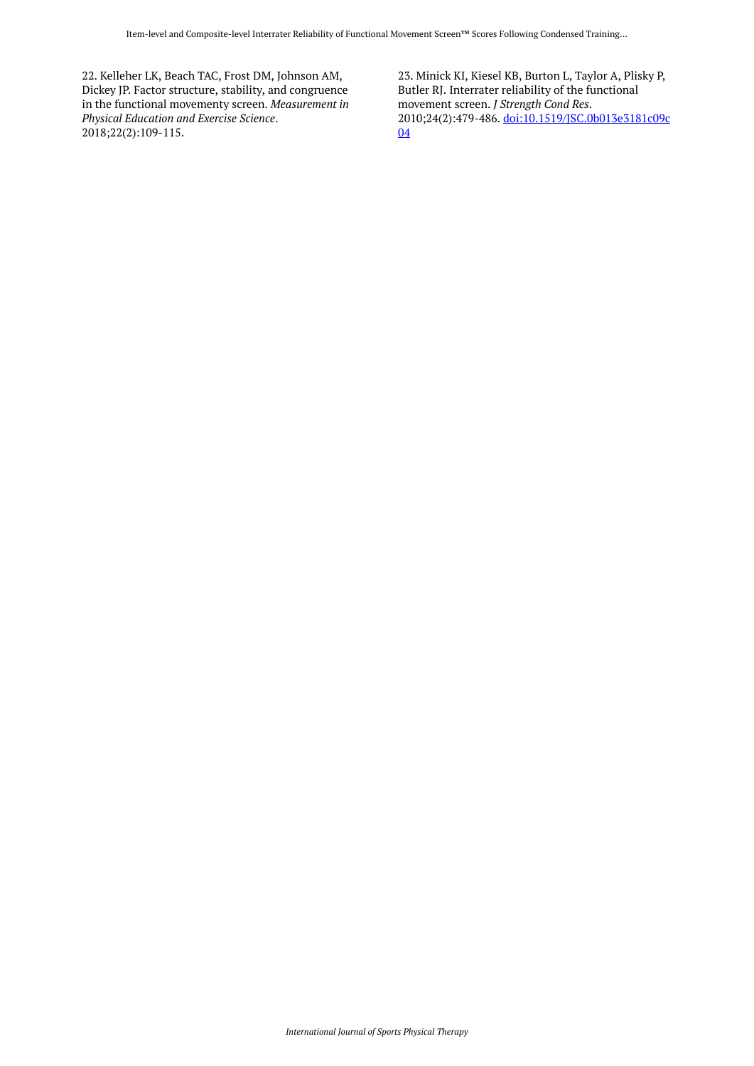22. Kelleher LK, Beach TAC, Frost DM, Johnson AM, Dickey JP. Factor structure, stability, and congruence in the functional movementy screen. *Measurement in Physical Education and Exercise Science*. 2018;22(2):109-115.

23. Minick KI, Kiesel KB, Burton L, Taylor A, Plisky P, Butler RJ. Interrater reliability of the functional movement screen. *J Strength Cond Res*. 2010;24(2):479-486. [doi:10.1519/JSC.0b013e3181c09c04](https://doi.org/10.1519/JSC.0b013e3181c09c04)